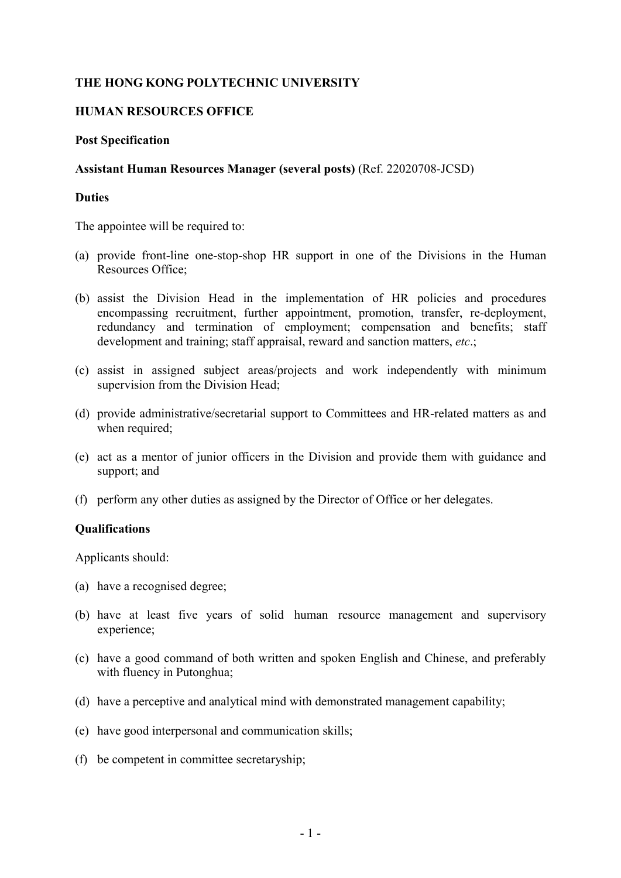**THE HONG KONG POLYTECHNIC UNIVERSITY**

**HUMAN RESOURCES OFFICE**

**Post Specification**

**Assistant Human Resources Manager (several posts)** (Ref. 22020708-JCSD)

**Duties**

The appointee will be required to:

(a) provide front-line one-stop-shop HR support in one of the Divisions in the Human Resources Office;

(b) assist the Division Head in the implementation of HR policies and procedures encompassing recruitment, further appointment, promotion, transfer, re-deployment, redundancy and termination of employment; compensation and benefits; staff development and training; staff appraisal, reward and sanction matters, *etc*.;

(c) assist in assigned subject areas/projects and work independently with minimum supervision from the Division Head;

(d) provide administrative/secretarial support to Committees and HR-related matters as and when required;

(e) act as a mentor of junior officers in the Division and provide them with guidance and support; and

(f) perform any other duties as assigned by the Director of Office or her delegates.

**Qualifications**

Applicants should:

(a) have a recognised degree;

(b) have at least five years of solid human resource management and supervisory experience;

(c) have a good command of both written and spoken English and Chinese, and preferably with fluency in Putonghua;

(d) have a perceptive and analytical mind with demonstrated management capability;

(e) have good interpersonal and communication skills;

(f) be competent in committee secretaryship;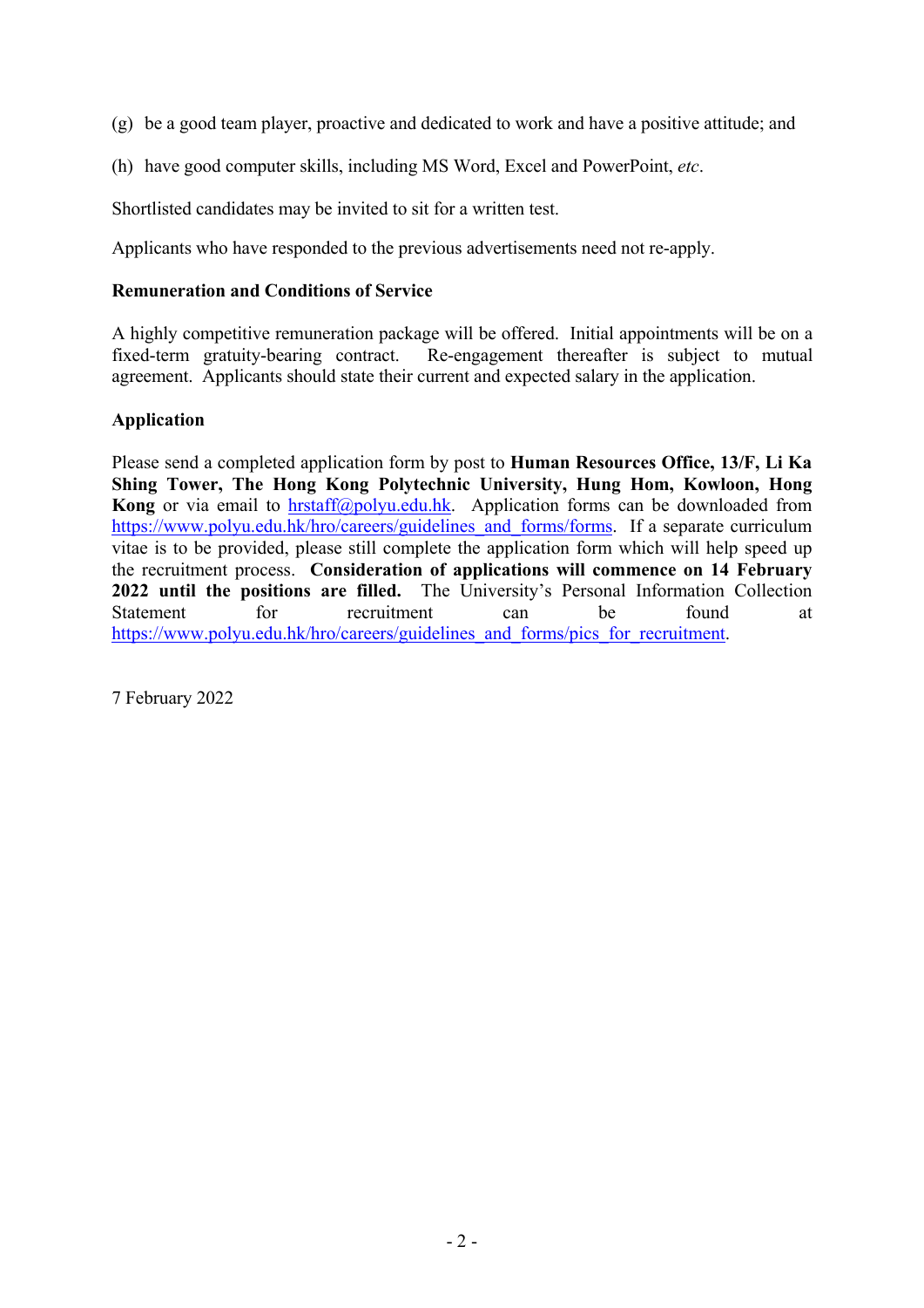(g) be a good team player, proactive and dedicated to work and have a positive attitude; and

(h) have good computer skills, including MS Word, Excel and PowerPoint, *etc*.

Shortlisted candidates may be invited to sit for a written test.

Applicants who have responded to the previous advertisements need not re-apply.

**Remuneration and Conditions of Service**

A highly competitive remuneration package will be offered. Initial appointments will be on a fixed-term gratuity-bearing contract. Re-engagement thereafter is subject to mutual agreement. Applicants should state their current and expected salary in the application.

**Application**

Please send a completed application form by post to **Human Resources Office, 13/F, Li Ka Shing Tower, The Hong Kong Polytechnic University, Hung Hom, Kowloon, Hong Kong** or via email to hrstaff@polyu.edu.hk. Application forms can be downloaded from https://www.polyu.edu.hk/hro/careers/guidelines_and_forms/forms. If a separate curriculum vitae is to be provided, please still complete the application form which will help speed up the recruitment process. **Consideration of applications will commence on 14 February 2022 until the positions are filled.** The University's Personal Information Collection Statement for recruitment can be found at https://www.polyu.edu.hk/hro/careers/guidelines_and_forms/pics_for_recruitment.

7 February 2022